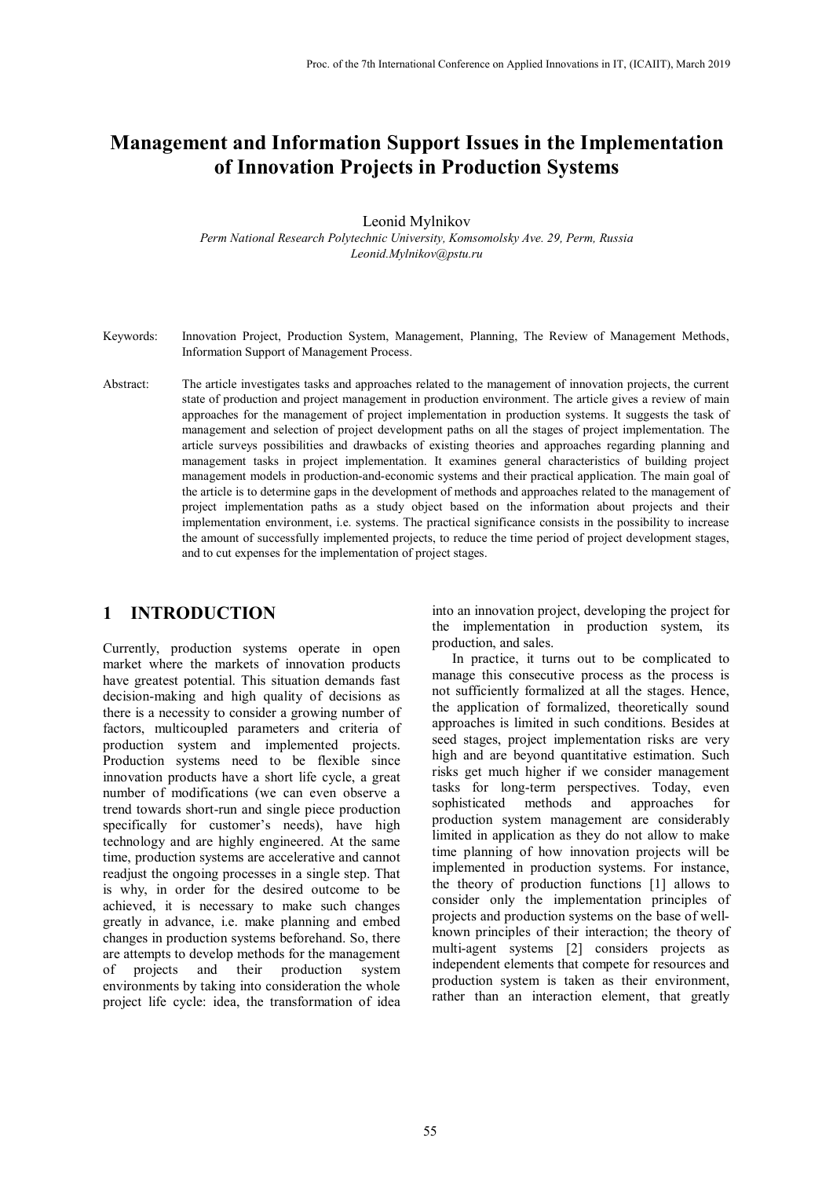# Management and Information Support Issues in the Implementation of Innovation Projects in Production Systems

Leonid Mylnikov

*Perm National Research Polytechnic University, Komsomolsky Ave. 29, Perm, Russia*
*Leonid.Mylnikov@pstu.ru*

Keywords: Innovation Project, Production System, Management, Planning, The Review of Management Methods, Information Support of Management Process.

Abstract: The article investigates tasks and approaches related to the management of innovation projects, the current state of production and project management in production environment. The article gives a review of main approaches for the management of project implementation in production systems. It suggests the task of management and selection of project development paths on all the stages of project implementation. The article surveys possibilities and drawbacks of existing theories and approaches regarding planning and management tasks in project implementation. It examines general characteristics of building project management models in production-and-economic systems and their practical application. The main goal of the article is to determine gaps in the development of methods and approaches related to the management of project implementation paths as a study object based on the information about projects and their implementation environment, i.e. systems. The practical significance consists in the possibility to increase the amount of successfully implemented projects, to reduce the time period of project development stages, and to cut expenses for the implementation of project stages.

## 1 INTRODUCTION

Currently, production systems operate in open market where the markets of innovation products have greatest potential. This situation demands fast decision-making and high quality of decisions as there is a necessity to consider a growing number of factors, multicoupled parameters and criteria of production system and implemented projects. Production systems need to be flexible since innovation products have a short life cycle, a great number of modifications (we can even observe a trend towards short-run and single piece production specifically for customer's needs), have high technology and are highly engineered. At the same time, production systems are accelerative and cannot readjust the ongoing processes in a single step. That is why, in order for the desired outcome to be achieved, it is necessary to make such changes greatly in advance, i.e. make planning and embed changes in production systems beforehand. So, there are attempts to develop methods for the management of projects and their production system environments by taking into consideration the whole project life cycle: idea, the transformation of idea into an innovation project, developing the project for the implementation in production system, its production, and sales.

In practice, it turns out to be complicated to manage this consecutive process as the process is not sufficiently formalized at all the stages. Hence, the application of formalized, theoretically sound approaches is limited in such conditions. Besides at seed stages, project implementation risks are very high and are beyond quantitative estimation. Such risks get much higher if we consider management tasks for long-term perspectives. Today, even sophisticated methods and approaches for production system management are considerably limited in application as they do not allow to make time planning of how innovation projects will be implemented in production systems. For instance, the theory of production functions [1] allows to consider only the implementation principles of projects and production systems on the base of well-known principles of their interaction; the theory of multi-agent systems [2] considers projects as independent elements that compete for resources and production system is taken as their environment, rather than an interaction element, that greatly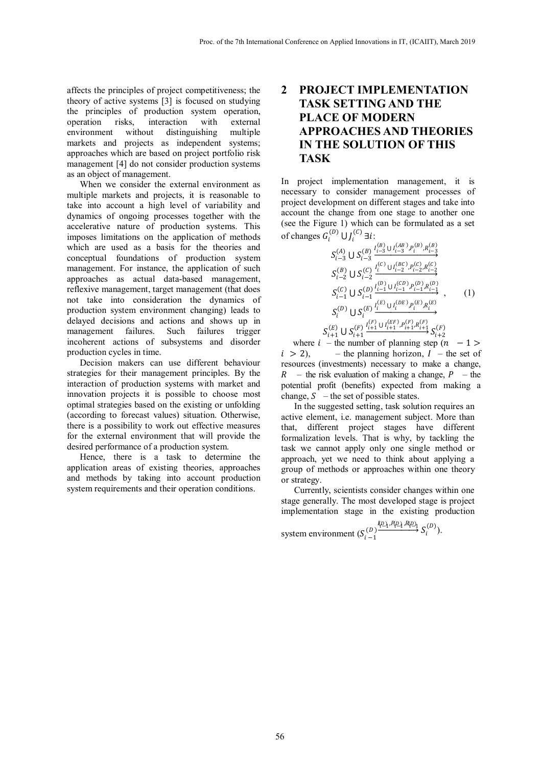affects the principles of project competitiveness; the theory of active systems [3] is focused on studying the principles of production system operation, operation risks, interaction with external environment without distinguishing multiple markets and projects as independent systems; approaches which are based on project portfolio risk management [4] do not consider production systems as an object of management.

When we consider the external environment as multiple markets and projects, it is reasonable to take into account a high level of variability and dynamics of ongoing processes together with the accelerative nature of production systems. This imposes limitations on the application of methods which are used as a basis for the theories and conceptual foundations of production system management. For instance, the application of such approaches as actual data-based management, reflexive management, target management (that does not take into consideration the dynamics of production system environment changing) leads to delayed decisions and actions and shows up in management failures. Such failures trigger incoherent actions of subsystems and disorder production cycles in time.

Decision makers can use different behaviour strategies for their management principles. By the interaction of production systems with market and innovation projects it is possible to choose most optimal strategies based on the existing or unfolding (according to forecast values) situation. Otherwise, there is a possibility to work out effective measures for the external environment that will provide the desired performance of a production system.

Hence, there is a task to determine the application areas of existing theories, approaches and methods by taking into account production system requirements and their operation conditions.

# 2 PROJECT IMPLEMENTATION TASK SETTING AND THE PLACE OF MODERN APPROACHES AND THEORIES IN THE SOLUTION OF THIS TASK

In project implementation management, it is necessary to consider management processes of project development on different stages and take into account the change from one stage to another one (see the Figure 1) which can be formulated as a set of changes $G_i^{(D)} \cup J_i^{(C)} \exists i$:

$$
\begin{array}{l}
S_{i-3}^{(A)} \cup S_{i-3}^{(B)} \xrightarrow{I_{i-3}^{(B)} \cup I_{i-3}^{(AB)}, P_i^{(B)}, R_{i-3}^{(B)}} \\
S_{i-2}^{(B)} \cup S_{i-2}^{(C)} \xrightarrow{I_i^{(C)} \cup I_{i-2}^{(BC)}, P_{i-2}^{(C)}, R_{i-2}^{(C)}} \\
S_{i-1}^{(C)} \cup S_{i-1}^{(D)} \xrightarrow{I_{i-1}^{(D)} \cup I_{i-1}^{(CD)}, P_{i-1}^{(D)}, R_{i-1}^{(D)}} \\
S_i^{(D)} \cup S_i^{(E)} \xrightarrow{I_i^{(E)} \cup I_i^{(DE)}, P_i^{(E)}, R_i^{(E)}} \\
S_{i+1}^{(E)} \cup S_{i+1}^{(F)} \xrightarrow{I_{i+1}^{(F)} \cup I_{i+1}^{(EF)}, P_{i+1}^{(F)}, R_{i+1}^{(F)}} S_{i+2}^{(F)}
\end{array}, \qquad (1)
$$

where $i$ – the number of planning step ($n - 1 > i > 2$), – the planning horizon, $I$ – the set of resources (investments) necessary to make a change, $R$ – the risk evaluation of making a change, $P$ – the potential profit (benefits) expected from making a change, $S$ – the set of possible states.

In the suggested setting, task solution requires an active element, i.e. management subject. More than that, different project stages have different formalization levels. That is why, by tackling the task we cannot apply only one single method or approach, yet we need to think about applying a group of methods or approaches within one theory or strategy.

Currently, scientists consider changes within one stage generally. The most developed stage is project implementation stage in the existing production system environment ($S_{i-1}^{(D)} \xrightarrow{I_{i-1}^{(D)}, P_{i-1}^{(D)}, R_{i-1}^{(D)}} S_i^{(D)}$).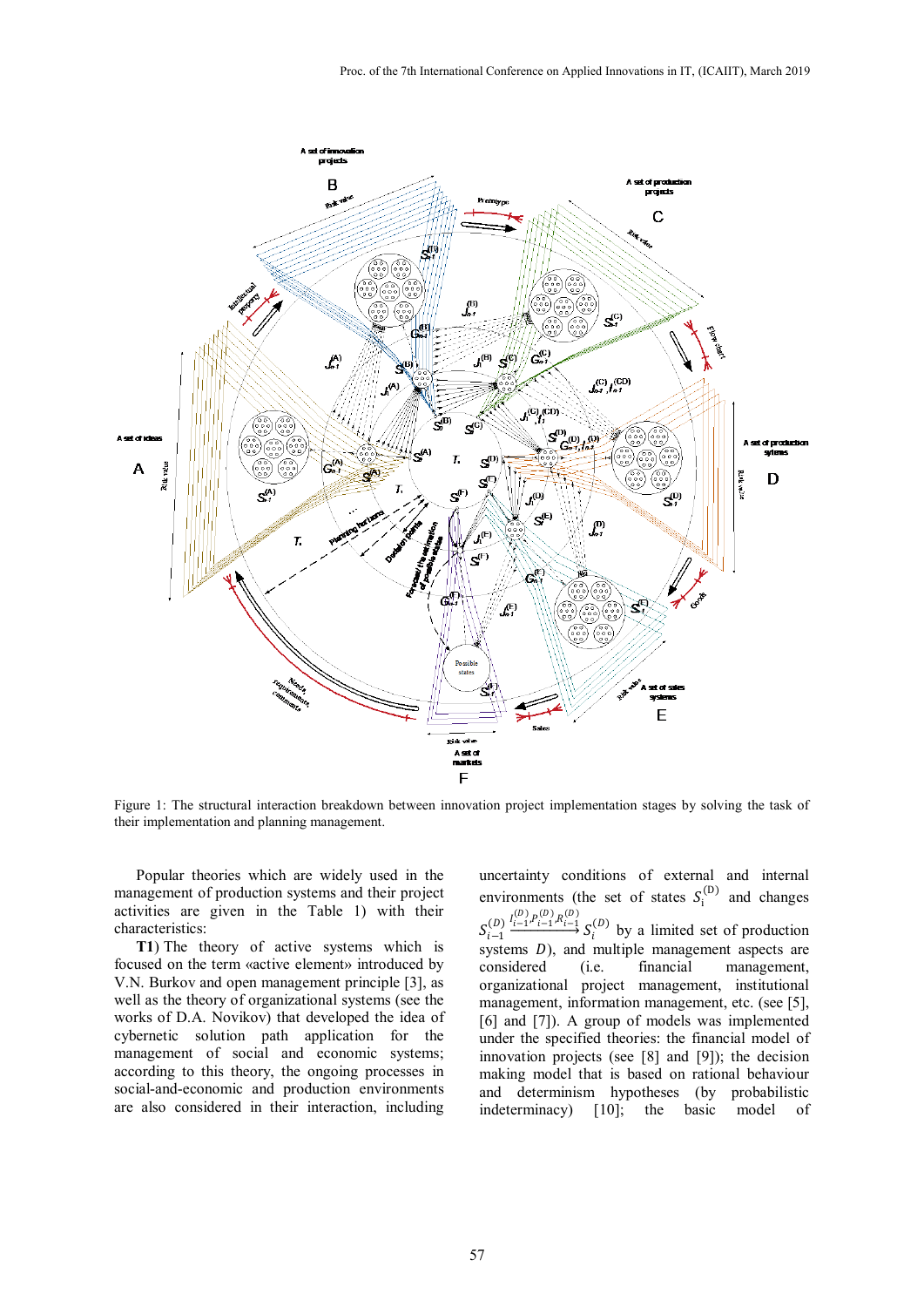Figure 1: The structural interaction breakdown between innovation project implementation stages by solving the task of their implementation and planning management.

Popular theories which are widely used in the management of production systems and their project activities are given in the Table 1) with their characteristics:

**T1**) The theory of active systems which is focused on the term «active element» introduced by V.N. Burkov and open management principle [3], as well as the theory of organizational systems (see the works of D.A. Novikov) that developed the idea of cybernetic solution path application for the management of social and economic systems; according to this theory, the ongoing processes in social-and-economic and production environments are also considered in their interaction, including uncertainty conditions of external and internal environments (the set of states $S_i^{(D)}$ and changes $S_{i-1}^{(D)} \xrightarrow{I_{i-1}^{(D)}, P_{i-1}^{(D)}, R_{i-1}^{(D)}} S_i^{(D)}$ by a limited set of production systems $D$), and multiple management aspects are considered (i.e. financial management, organizational project management, institutional management, information management, etc. (see [5], [6] and [7]). A group of models was implemented under the specified theories: the financial model of innovation projects (see [8] and [9]); the decision making model that is based on rational behaviour and determinism hypotheses (by probabilistic indeterminacy) [10]; the basic model of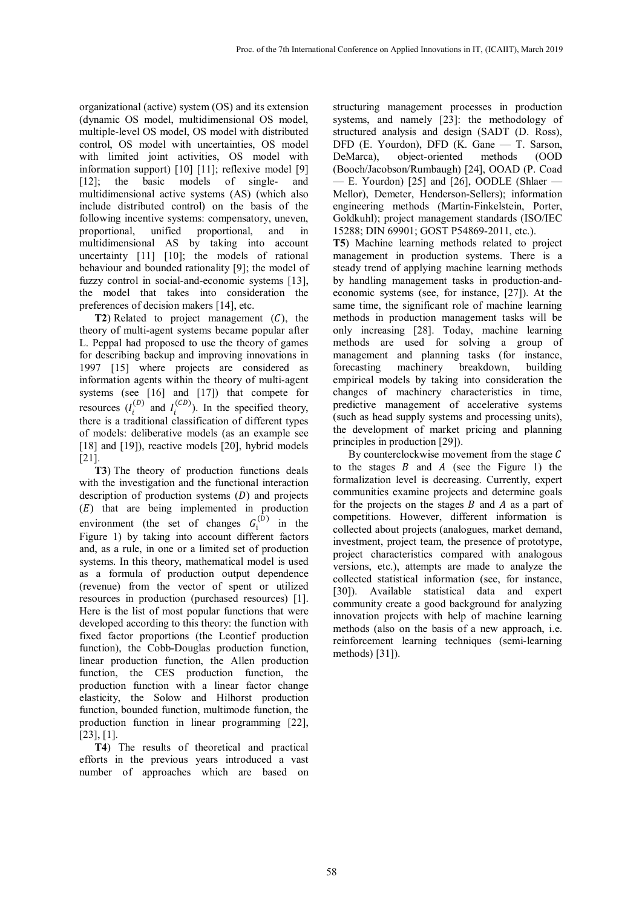organizational (active) system (OS) and its extension (dynamic OS model, multidimensional OS model, multiple-level OS model, OS model with distributed control, OS model with uncertainties, OS model with limited joint activities, OS model with information support) [10] [11]; reflexive model [9] [12]; the basic models of single- and multidimensional active systems (AS) (which also include distributed control) on the basis of the following incentive systems: compensatory, uneven, proportional, unified proportional, and in multidimensional AS by taking into account uncertainty [11] [10]; the models of rational behaviour and bounded rationality [9]; the model of fuzzy control in social-and-economic systems [13], the model that takes into consideration the preferences of decision makers [14], etc.

**T2**) Related to project management ($C$), the theory of multi-agent systems became popular after L. Peppal had proposed to use the theory of games for describing backup and improving innovations in 1997 [15] where projects are considered as information agents within the theory of multi-agent systems (see [16] and [17]) that compete for resources ($I_i^{(D)}$ and $I_i^{(CD)}$). In the specified theory, there is a traditional classification of different types of models: deliberative models (as an example see [18] and [19]), reactive models [20], hybrid models [21].

**T3**) The theory of production functions deals with the investigation and the functional interaction description of production systems ($D$) and projects ($E$) that are being implemented in production environment (the set of changes $G_i^{(D)}$ in the Figure 1) by taking into account different factors and, as a rule, in one or a limited set of production systems. In this theory, mathematical model is used as a formula of production output dependence (revenue) from the vector of spent or utilized resources in production (purchased resources) [1]. Here is the list of most popular functions that were developed according to this theory: the function with fixed factor proportions (the Leontief production function), the Cobb-Douglas production function, linear production function, the Allen production function, the CES production function, the production function with a linear factor change elasticity, the Solow and Hilhorst production function, bounded function, multimode function, the production function in linear programming [22], [23], [1].

**T4**) The results of theoretical and practical efforts in the previous years introduced a vast number of approaches which are based on structuring management processes in production systems, and namely [23]: the methodology of structured analysis and design (SADT (D. Ross), DFD (E. Yourdon), DFD (K. Gane — T. Sarson, DeMarca), object-oriented methods (OOD (Booch/Jacobson/Rumbaugh) [24], OOAD (P. Coad — E. Yourdon) [25] and [26], OODLE (Shlaer — Mellor), Demeter, Henderson-Sellers); information engineering methods (Martin-Finkelstein, Porter, Goldkuhl); project management standards (ISO/IEC 15288; DIN 69901; GOST P54869-2011, etc.).

**T5**) Machine learning methods related to project management in production systems. There is a steady trend of applying machine learning methods by handling management tasks in production-and-economic systems (see, for instance, [27]). At the same time, the significant role of machine learning methods in production management tasks will be only increasing [28]. Today, machine learning methods are used for solving a group of management and planning tasks (for instance, forecasting machinery breakdown, building empirical models by taking into consideration the changes of machinery characteristics in time, predictive management of accelerative systems (such as head supply systems and processing units), the development of market pricing and planning principles in production [29]).

By counterclockwise movement from the stage $C$ to the stages $B$ and $A$ (see the Figure 1) the formalization level is decreasing. Currently, expert communities examine projects and determine goals for the projects on the stages $B$ and $A$ as a part of competitions. However, different information is collected about projects (analogues, market demand, investment, project team, the presence of prototype, project characteristics compared with analogous versions, etc.), attempts are made to analyze the collected statistical information (see, for instance, [30]). Available statistical data and expert community create a good background for analyzing innovation projects with help of machine learning methods (also on the basis of a new approach, i.e. reinforcement learning techniques (semi-learning methods) [31]).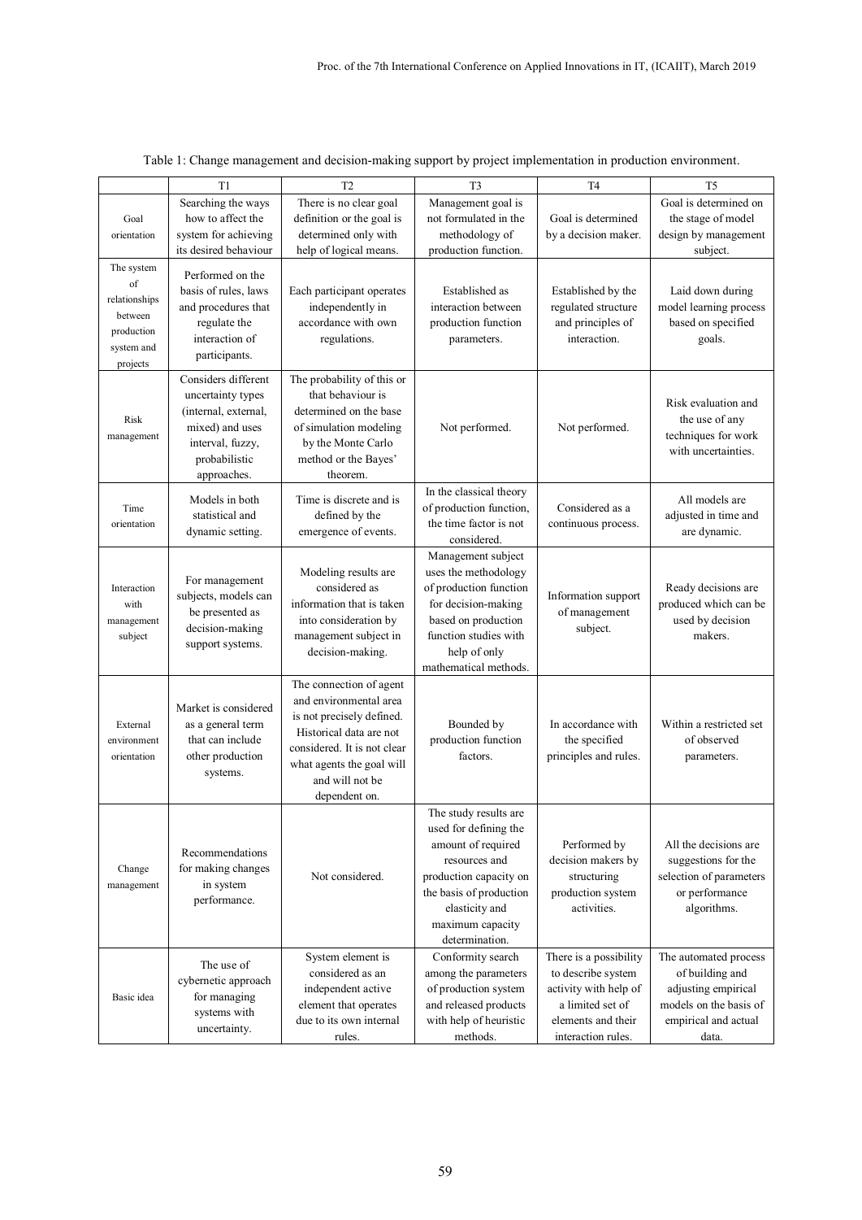Table 1: Change management and decision-making support by project implementation in production environment.

| | T1 | T2 | T3 | T4 | T5 |
|---|---|---|---|---|---|
| Goal orientation | Searching the ways how to affect the system for achieving its desired behaviour | There is no clear goal definition or the goal is determined only with help of logical means. | Management goal is not formulated in the methodology of production function. | Goal is determined by a decision maker. | Goal is determined on the stage of model design by management subject. |
| The system of relationships between production system and projects | Performed on the basis of rules, laws and procedures that regulate the interaction of participants. | Each participant operates independently in accordance with own regulations. | Established as interaction between production function parameters. | Established by the regulated structure and principles of interaction. | Laid down during model learning process based on specified goals. |
| Risk management | Considers different uncertainty types (internal, external, mixed) and uses interval, fuzzy, probabilistic approaches. | The probability of this or that behaviour is determined on the base of simulation modeling by the Monte Carlo method or the Bayes' theorem. | Not performed. | Not performed. | Risk evaluation and the use of any techniques for work with uncertainties. |
| Time orientation | Models in both statistical and dynamic setting. | Time is discrete and is defined by the emergence of events. | In the classical theory of production function, the time factor is not considered. | Considered as a continuous process. | All models are adjusted in time and are dynamic. |
| Interaction with management subject | For management subjects, models can be presented as decision-making support systems. | Modeling results are considered as information that is taken into consideration by management subject in decision-making. | Management subject uses the methodology of production function for decision-making based on production function studies with help of only mathematical methods. | Information support of management subject. | Ready decisions are produced which can be used by decision makers. |
| External environment orientation | Market is considered as a general term that can include other production systems. | The connection of agent and environmental area is not precisely defined. Historical data are not considered. It is not clear what agents the goal will and will not be dependent on. | Bounded by production function factors. | In accordance with the specified principles and rules. | Within a restricted set of observed parameters. |
| Change management | Recommendations for making changes in system performance. | Not considered. | The study results are used for defining the amount of required resources and production capacity on the basis of production elasticity and maximum capacity determination. | Performed by decision makers by structuring production system activities. | All the decisions are suggestions for the selection of parameters or performance algorithms. |
| Basic idea | The use of cybernetic approach for managing systems with uncertainty. | System element is considered as an independent active element that operates due to its own internal rules. | Conformity search among the parameters of production system and released products with help of heuristic methods. | There is a possibility to describe system activity with help of a limited set of elements and their interaction rules. | The automated process of building and adjusting empirical models on the basis of empirical and actual data. |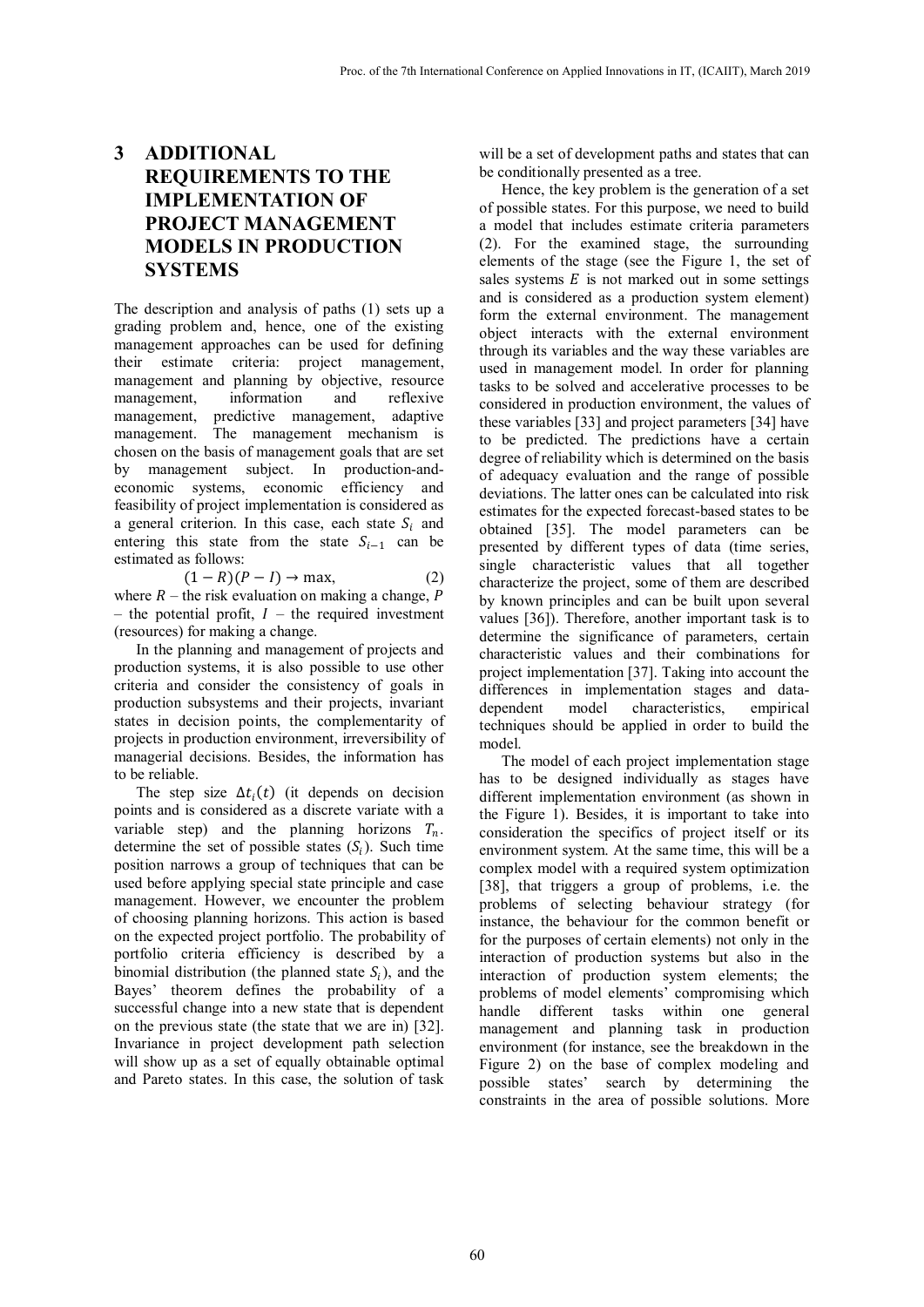## 3 ADDITIONAL REQUIREMENTS TO THE IMPLEMENTATION OF PROJECT MANAGEMENT MODELS IN PRODUCTION SYSTEMS

The description and analysis of paths (1) sets up a grading problem and, hence, one of the existing management approaches can be used for defining their estimate criteria: project management, management and planning by objective, resource management, information and reflexive management, predictive management, adaptive management. The management mechanism is chosen on the basis of management goals that are set by management subject. In production-and-economic systems, economic efficiency and feasibility of project implementation is considered as a general criterion. In this case, each state $S_i$ and entering this state from the state $S_{i-1}$ can be estimated as follows:

$$(1 - R)(P - I) \rightarrow \max, \qquad (2)$$

where $R$ – the risk evaluation on making a change, $P$ – the potential profit, $I$ – the required investment (resources) for making a change.

In the planning and management of projects and production systems, it is also possible to use other criteria and consider the consistency of goals in production subsystems and their projects, invariant states in decision points, the complementarity of projects in production environment, irreversibility of managerial decisions. Besides, the information has to be reliable.

The step size $\Delta t_i(t)$ (it depends on decision points and is considered as a discrete variate with a variable step) and the planning horizons $T_n$. determine the set of possible states ($S_i$). Such time position narrows a group of techniques that can be used before applying special state principle and case management. However, we encounter the problem of choosing planning horizons. This action is based on the expected project portfolio. The probability of portfolio criteria efficiency is described by a binomial distribution (the planned state $S_i$), and the Bayes' theorem defines the probability of a successful change into a new state that is dependent on the previous state (the state that we are in) [32]. Invariance in project development path selection will show up as a set of equally obtainable optimal and Pareto states. In this case, the solution of task will be a set of development paths and states that can be conditionally presented as a tree.

Hence, the key problem is the generation of a set of possible states. For this purpose, we need to build a model that includes estimate criteria parameters (2). For the examined stage, the surrounding elements of the stage (see the Figure 1, the set of sales systems $E$ is not marked out in some settings and is considered as a production system element) form the external environment. The management object interacts with the external environment through its variables and the way these variables are used in management model. In order for planning tasks to be solved and accelerative processes to be considered in production environment, the values of these variables [33] and project parameters [34] have to be predicted. The predictions have a certain degree of reliability which is determined on the basis of adequacy evaluation and the range of possible deviations. The latter ones can be calculated into risk estimates for the expected forecast-based states to be obtained [35]. The model parameters can be presented by different types of data (time series, single characteristic values that all together characterize the project, some of them are described by known principles and can be built upon several values [36]). Therefore, another important task is to determine the significance of parameters, certain characteristic values and their combinations for project implementation [37]. Taking into account the differences in implementation stages and data-dependent model characteristics, empirical techniques should be applied in order to build the model.

The model of each project implementation stage has to be designed individually as stages have different implementation environment (as shown in the Figure 1). Besides, it is important to take into consideration the specifics of project itself or its environment system. At the same time, this will be a complex model with a required system optimization [38], that triggers a group of problems, i.e. the problems of selecting behaviour strategy (for instance, the behaviour for the common benefit or for the purposes of certain elements) not only in the interaction of production systems but also in the interaction of production system elements; the problems of model elements' compromising which handle different tasks within one general management and planning task in production environment (for instance, see the breakdown in the Figure 2) on the base of complex modeling and possible states' search by determining the constraints in the area of possible solutions. More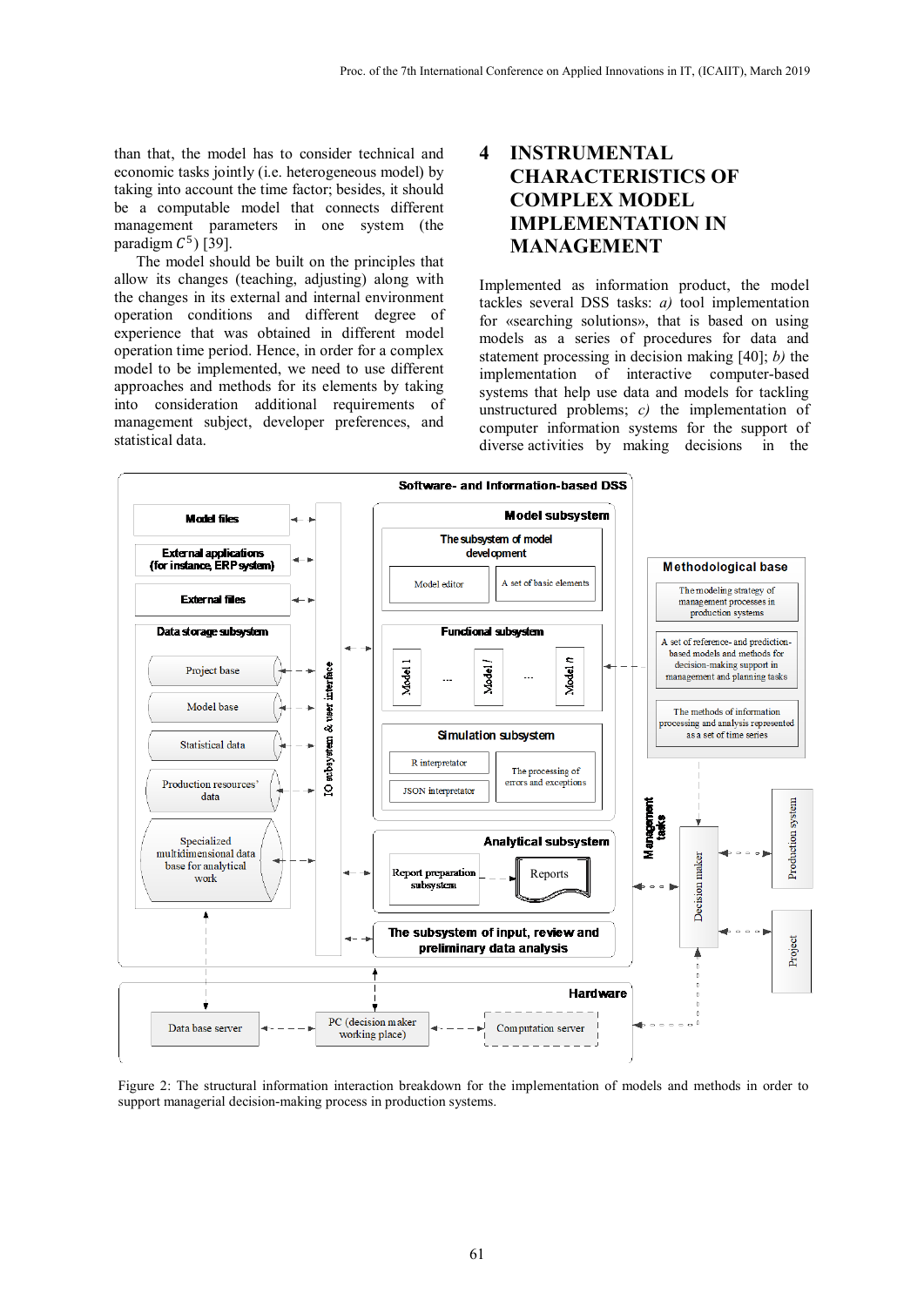than that, the model has to consider technical and economic tasks jointly (i.e. heterogeneous model) by taking into account the time factor; besides, it should be a computable model that connects different management parameters in one system (the paradigm $C^5$) [39].

The model should be built on the principles that allow its changes (teaching, adjusting) along with the changes in its external and internal environment operation conditions and different degree of experience that was obtained in different model operation time period. Hence, in order for a complex model to be implemented, we need to use different approaches and methods for its elements by taking into consideration additional requirements of management subject, developer preferences, and statistical data.

# 4 INSTRUMENTAL CHARACTERISTICS OF COMPLEX MODEL IMPLEMENTATION IN MANAGEMENT

Implemented as information product, the model tackles several DSS tasks: *a)* tool implementation for «searching solutions», that is based on using models as a series of procedures for data and statement processing in decision making [40]; *b)* the implementation of interactive computer-based systems that help use data and models for tackling unstructured problems; *c)* the implementation of computer information systems for the support of diverse activities by making decisions in the

Figure 2: The structural information interaction breakdown for the implementation of models and methods in order to support managerial decision-making process in production systems.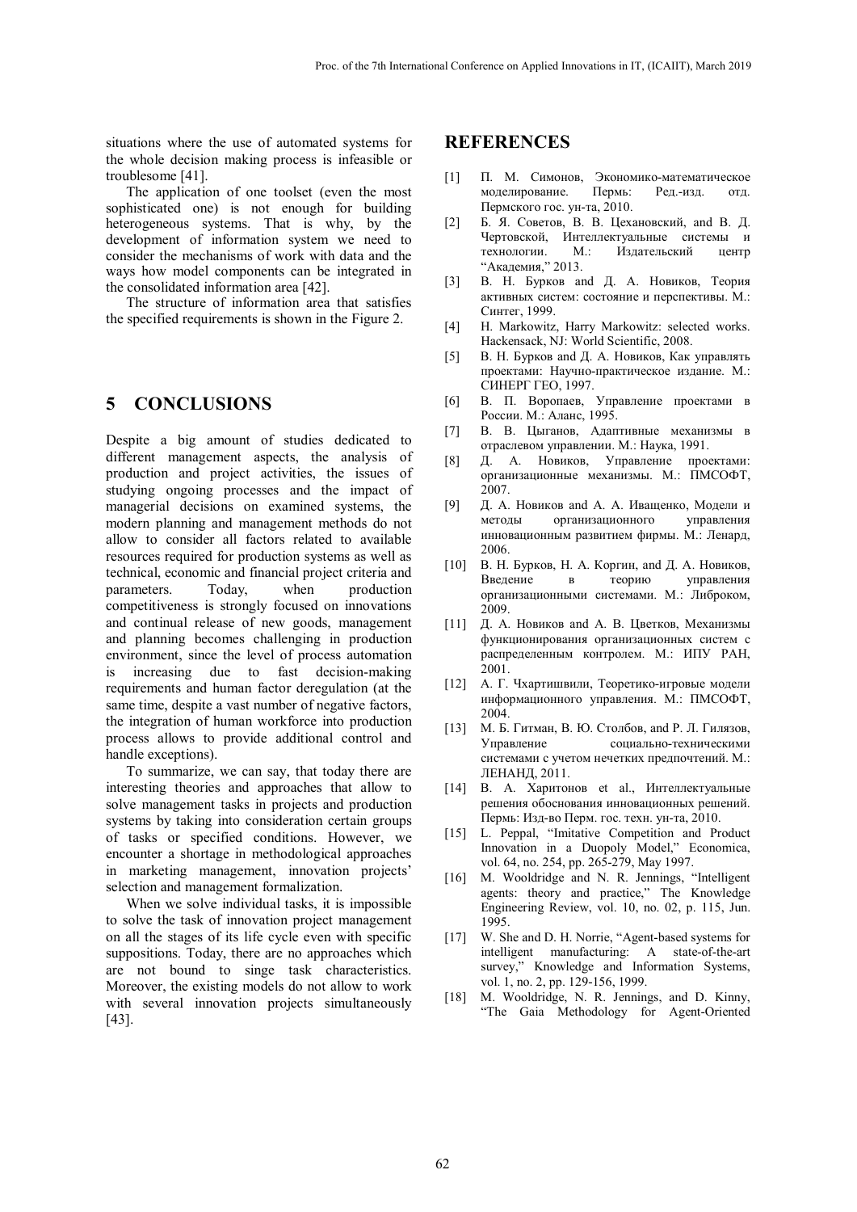situations where the use of automated systems for the whole decision making process is infeasible or troublesome [41].

The application of one toolset (even the most sophisticated one) is not enough for building heterogeneous systems. That is why, by the development of information system we need to consider the mechanisms of work with data and the ways how model components can be integrated in the consolidated information area [42].

The structure of information area that satisfies the specified requirements is shown in the Figure 2.

# 5 CONCLUSIONS

Despite a big amount of studies dedicated to different management aspects, the analysis of production and project activities, the issues of studying ongoing processes and the impact of managerial decisions on examined systems, the modern planning and management methods do not allow to consider all factors related to available resources required for production systems as well as technical, economic and financial project criteria and parameters. Today, when production competitiveness is strongly focused on innovations and continual release of new goods, management and planning becomes challenging in production environment, since the level of process automation is increasing due to fast decision-making requirements and human factor deregulation (at the same time, despite a vast number of negative factors, the integration of human workforce into production process allows to provide additional control and handle exceptions).

To summarize, we can say, that today there are interesting theories and approaches that allow to solve management tasks in projects and production systems by taking into consideration certain groups of tasks or specified conditions. However, we encounter a shortage in methodological approaches in marketing management, innovation projects' selection and management formalization.

When we solve individual tasks, it is impossible to solve the task of innovation project management on all the stages of its life cycle even with specific suppositions. Today, there are no approaches which are not bound to singe task characteristics. Moreover, the existing models do not allow to work with several innovation projects simultaneously [43].

# REFERENCES

[1] П. М. Симонов, Экономико-математическое моделирование. Пермь: Ред.-изд. отд. Пермского гос. ун-та, 2010.

[2] Б. Я. Советов, В. В. Цехановский, and В. Д. Чертовской, Интеллектуальные системы и технологии. М.: Издательский центр "Академия," 2013.

[3] В. Н. Бурков and Д. А. Новиков, Теория активных систем: состояние и перспективы. М.: Синтег, 1999.

[4] H. Markowitz, Harry Markowitz: selected works. Hackensack, NJ: World Scientific, 2008.

[5] В. Н. Бурков and Д. А. Новиков, Как управлять проектами: Научно-практическое издание. М.: СИНЕРГ ГЕО, 1997.

[6] В. П. Воропаев, Управление проектами в России. М.: Аланс, 1995.

[7] В. В. Цыганов, Адаптивные механизмы в отраслевом управлении. М.: Наука, 1991.

[8] Д. А. Новиков, Управление проектами: организационные механизмы. М.: ПМСОФТ, 2007.

[9] Д. А. Новиков and А. А. Иващенко, Модели и методы организационного управления инновационным развитием фирмы. М.: Ленард, 2006.

[10] В. Н. Бурков, Н. А. Коргин, and Д. А. Новиков, Введение в теорию управления организационными системами. М.: Либроком, 2009.

[11] Д. А. Новиков and А. В. Цветков, Механизмы функционирования организационных систем с распределенным контролем. М.: ИПУ РАН, 2001.

[12] А. Г. Чхартишвили, Теоретико-игровые модели информационного управления. М.: ПМСОФТ, 2004.

[13] М. Б. Гитман, В. Ю. Столбов, and Р. Л. Гилязов, Управление социально-техническими системами с учетом нечетких предпочтений. М.: ЛЕНАНД, 2011.

[14] В. А. Харитонов et al., Интеллектуальные решения обоснования инновационных решений. Пермь: Изд-во Перм. гос. техн. ун-та, 2010.

[15] L. Peppal, "Imitative Competition and Product Innovation in a Duopoly Model," Economica, vol. 64, no. 254, pp. 265-279, May 1997.

[16] M. Wooldridge and N. R. Jennings, "Intelligent agents: theory and practice," The Knowledge Engineering Review, vol. 10, no. 02, p. 115, Jun. 1995.

[17] W. She and D. H. Norrie, "Agent-based systems for intelligent manufacturing: A state-of-the-art survey," Knowledge and Information Systems, vol. 1, no. 2, pp. 129-156, 1999.

[18] M. Wooldridge, N. R. Jennings, and D. Kinny, "The Gaia Methodology for Agent-Oriented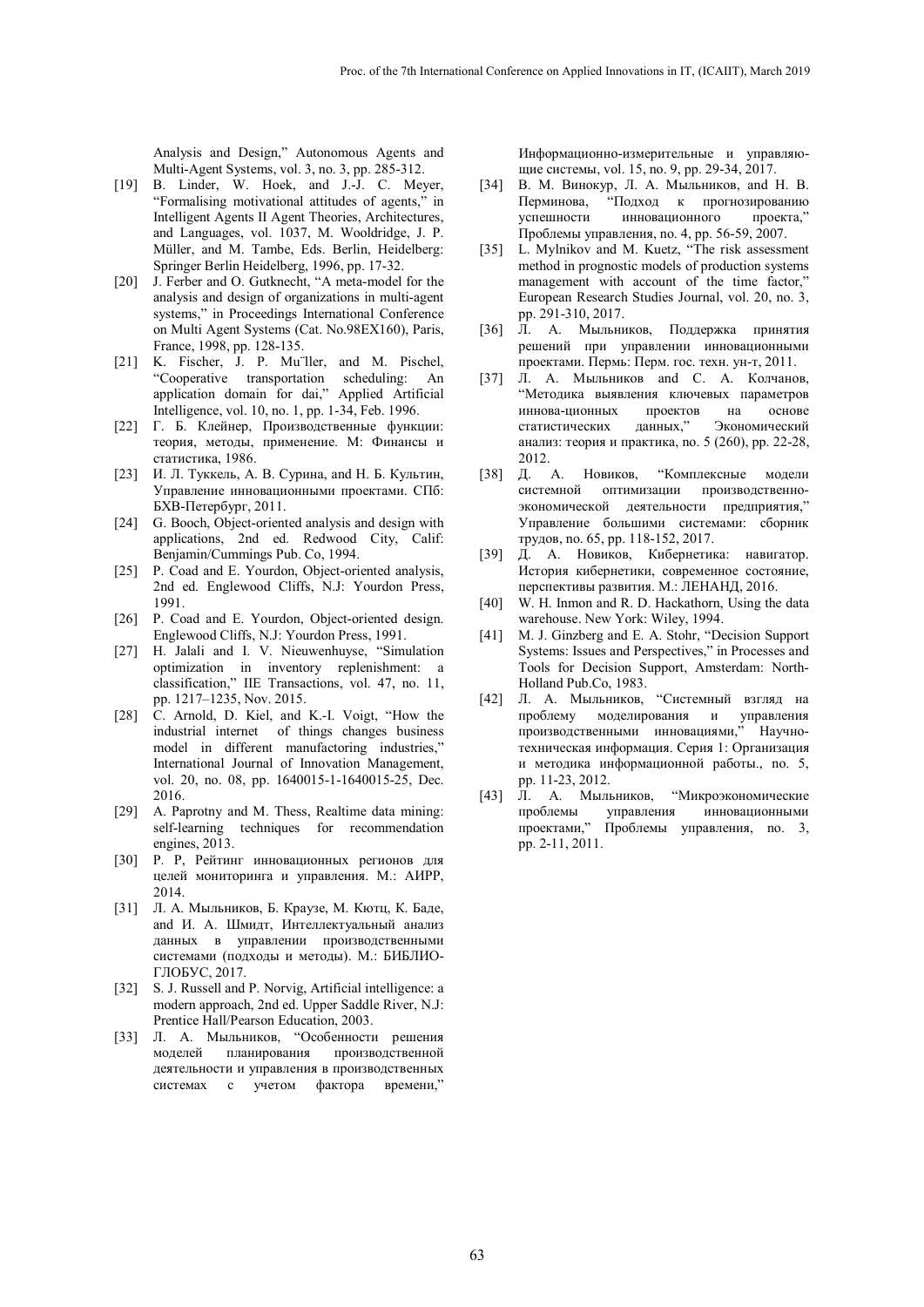Analysis and Design," Autonomous Agents and Multi-Agent Systems, vol. 3, no. 3, pp. 285-312.

[19] B. Linder, W. Hoek, and J.-J. C. Meyer, "Formalising motivational attitudes of agents," in Intelligent Agents II Agent Theories, Architectures, and Languages, vol. 1037, M. Wooldridge, J. P. Müller, and M. Tambe, Eds. Berlin, Heidelberg: Springer Berlin Heidelberg, 1996, pp. 17-32.

[20] J. Ferber and O. Gutknecht, "A meta-model for the analysis and design of organizations in multi-agent systems," in Proceedings International Conference on Multi Agent Systems (Cat. No.98EX160), Paris, France, 1998, pp. 128-135.

[21] K. Fischer, J. P. Mu¨ller, and M. Pischel, "Cooperative transportation scheduling: An application domain for dai," Applied Artificial Intelligence, vol. 10, no. 1, pp. 1-34, Feb. 1996.

[22] Г. Б. Клейнер, Производственные функции: теория, методы, применение. М: Финансы и статистика, 1986.

[23] И. Л. Туккель, А. В. Сурина, and Н. Б. Культин, Управление инновационными проектами. СПб: БХВ-Петербург, 2011.

[24] G. Booch, Object-oriented analysis and design with applications, 2nd ed. Redwood City, Calif: Benjamin/Cummings Pub. Co, 1994.

[25] P. Coad and E. Yourdon, Object-oriented analysis, 2nd ed. Englewood Cliffs, N.J: Yourdon Press, 1991.

[26] P. Coad and E. Yourdon, Object-oriented design. Englewood Cliffs, N.J: Yourdon Press, 1991.

[27] H. Jalali and I. V. Nieuwenhuyse, "Simulation optimization in inventory replenishment: a classification," IIE Transactions, vol. 47, no. 11, pp. 1217–1235, Nov. 2015.

[28] C. Arnold, D. Kiel, and K.-I. Voigt, "How the industrial internet of things changes business model in different manufactoring industries," International Journal of Innovation Management, vol. 20, no. 08, pp. 1640015-1-1640015-25, Dec. 2016.

[29] A. Paprotny and M. Thess, Realtime data mining: self-learning techniques for recommendation engines, 2013.

[30] Р. Р, Рейтинг инновационных регионов для целей мониторинга и управления. М.: АИРР, 2014.

[31] Л. А. Мыльников, Б. Краузе, М. Кютц, К. Баде, and И. А. Шмидт, Интеллектуальный анализ данных в управлении производственными системами (подходы и методы). М.: БИБЛИО-ГЛОБУС, 2017.

[32] S. J. Russell and P. Norvig, Artificial intelligence: a modern approach, 2nd ed. Upper Saddle River, N.J: Prentice Hall/Pearson Education, 2003.

[33] Л. А. Мыльников, "Особенности решения моделей планирования производственной деятельности и управления в производственных системах с учетом фактора времени," Информационно-измерительные и управляющие системы, vol. 15, no. 9, pp. 29-34, 2017.

[34] В. М. Винокур, Л. А. Мыльников, and Н. В. Перминова, "Подход к прогнозированию успешности инновационного проекта," Проблемы управления, no. 4, pp. 56-59, 2007.

[35] L. Mylnikov and M. Kuetz, "The risk assessment method in prognostic models of production systems management with account of the time factor," European Research Studies Journal, vol. 20, no. 3, pp. 291-310, 2017.

[36] Л. А. Мыльников, Поддержка принятия решений при управлении инновационными проектами. Пермь: Перм. гос. техн. ун-т, 2011.

[37] Л. А. Мыльников and С. А. Колчанов, "Методика выявления ключевых параметров инновa-ционных проектов на основе статистических данных," Экономический анализ: теория и практика, no. 5 (260), pp. 22-28, 2012.

[38] Д. А. Новиков, "Комплексные модели системной оптимизации производственно-экономической деятельности предприятия," Управление большими системами: сборник трудов, no. 65, pp. 118-152, 2017.

[39] Д. А. Новиков, Кибернетика: навигатор. История кибернетики, современное состояние, перспективы развития. М.: ЛЕНАНД, 2016.

[40] W. H. Inmon and R. D. Hackathorn, Using the data warehouse. New York: Wiley, 1994.

[41] M. J. Ginzberg and E. A. Stohr, "Decision Support Systems: Issues and Perspectives," in Processes and Tools for Decision Support, Amsterdam: North-Holland Pub.Co, 1983.

[42] Л. А. Мыльников, "Системный взгляд на проблему моделирования и управления производственными инновациями," Научно-техническая информация. Серия 1: Организация и методика информационной работы., no. 5, pp. 11-23, 2012.

[43] Л. А. Мыльников, "Микроэкономические проблемы управления инновационными проектами," Проблемы управления, no. 3, pp. 2-11, 2011.